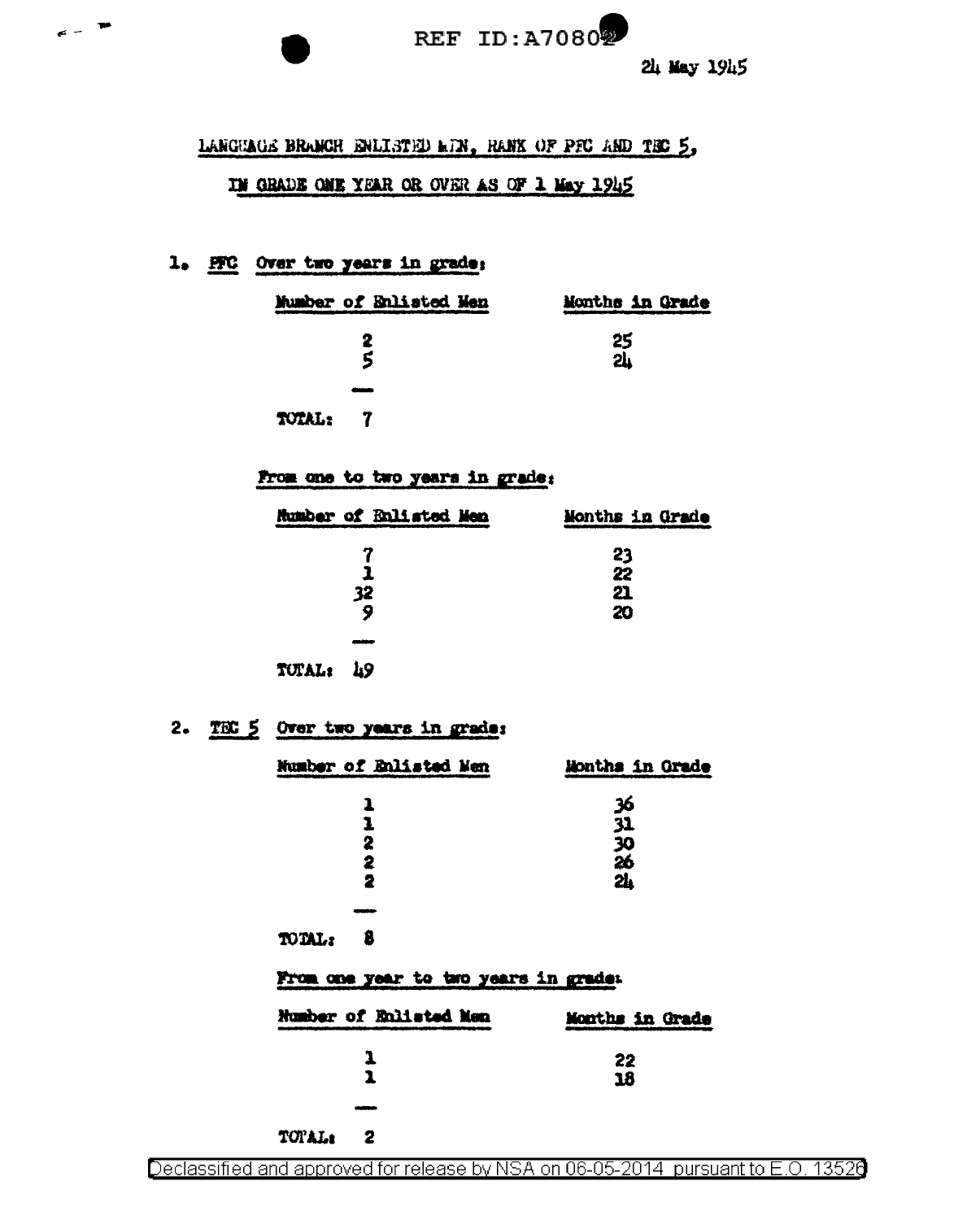REF ID:A70802

24 May 1945

LANGUAGE BRANCH ENLISTED MEN, RANK OF PFC AND TEC 5,

IN GRADE ONE YEAR OR OVER AS OF 1 May 1945

1. PFC Over two years in grade:

| Number of Enlisted Men | Months in Grade |
|---|---|
| 2 | 25 |
| 5 | 24 |
| TOTAL: 7 | |

From one to two years in grade:

| Number of Enlisted Men | Months in Grade |
|---|---|
| 7 | 23 |
| 1 | 22 |
| 32 | 21 |
| 9 | 20 |
| TOTAL: 49 | |

2. TEC 5 Over two years in grade:

| Number of Enlisted Men | Months in Grade |
|---|---|
| 1 | 36 |
| 1 | 31 |
| 2 | 30 |
| 2 | 26 |
| 2 | 24 |
| TOTAL: 8 | |

From one year to two years in grade:

| Number of Enlisted Men | Months in Grade |
|---|---|
| 1 | 22 |
| 1 | 18 |
| TOTAL: 2 | |

Declassified and approved for release by NSA on 06-05-2014 pursuant to E.O. 13526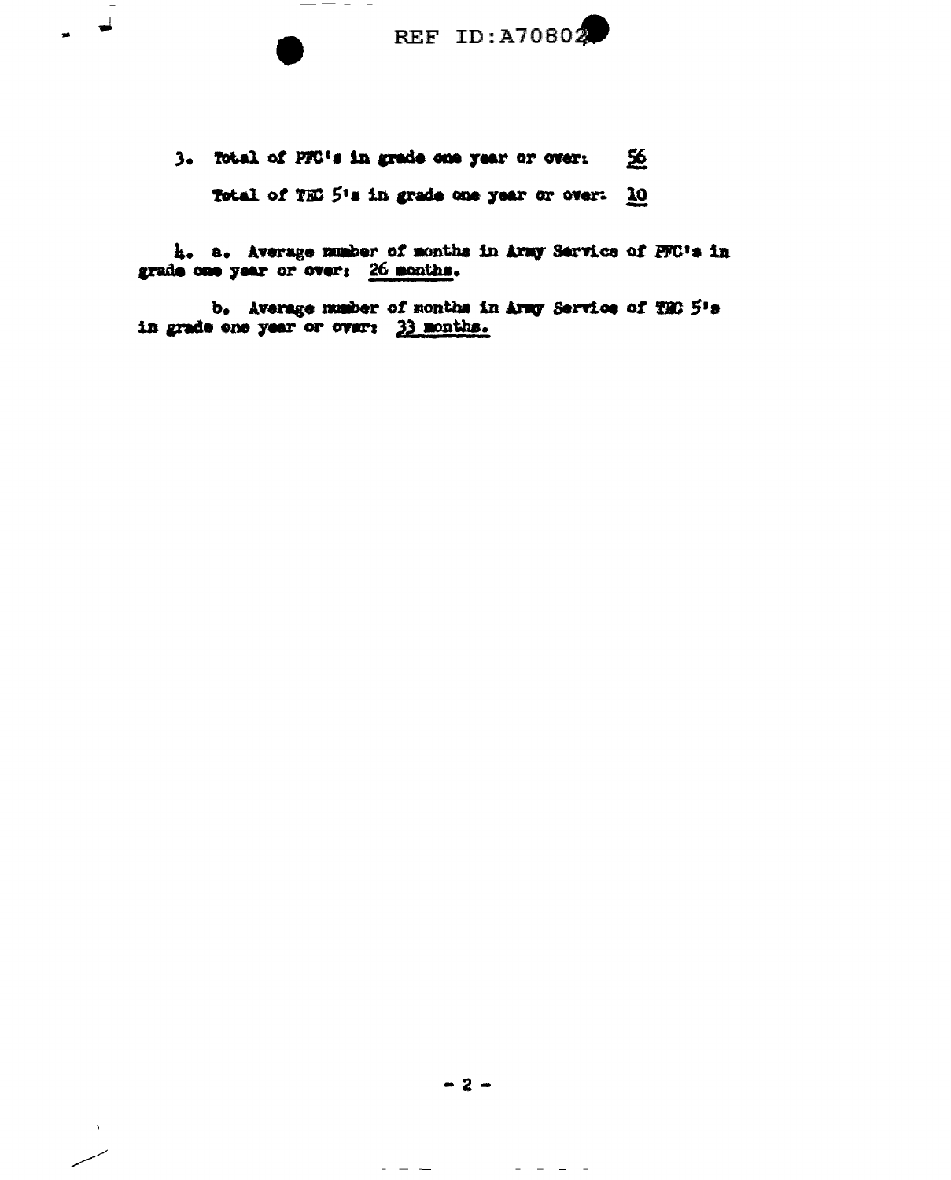3. Total of PFC's in grade one year or over: 56

Total of TEC 5's in grade one year or over: 10

4. a. Average number of months in Army Service of PFC's in grade one year or over: 26 months.

b. Average number of months in Army Service of TEC 5's in grade one year or over: 33 months.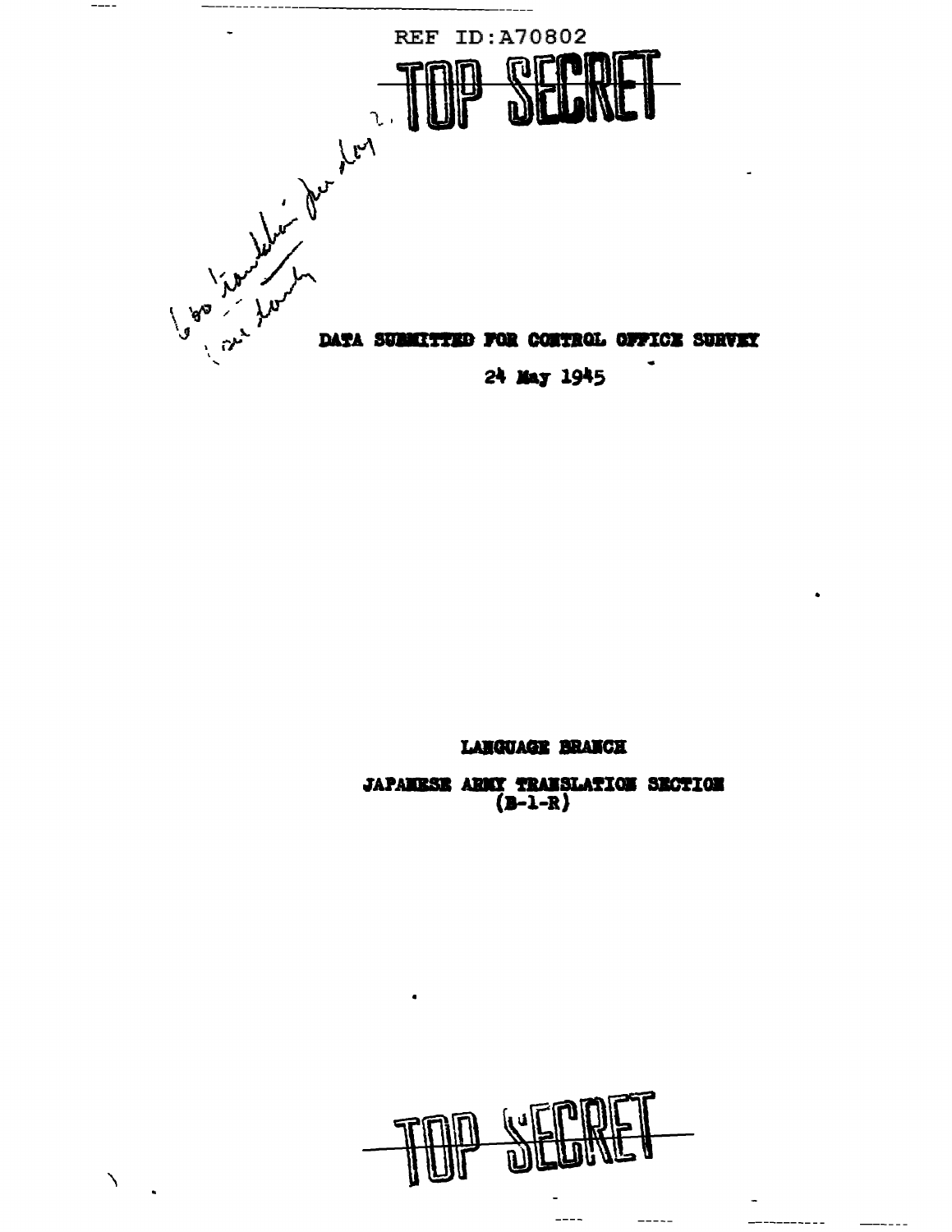REF ID:A70802

TOP SECRET

DATA SUBMITTED FOR CONTROL OFFICE SURVEY

24 May 1945

LANGUAGE BRANCH

JAPANESE ARMY TRANSLATION SECTION
(B-1-R)

TOP SECRET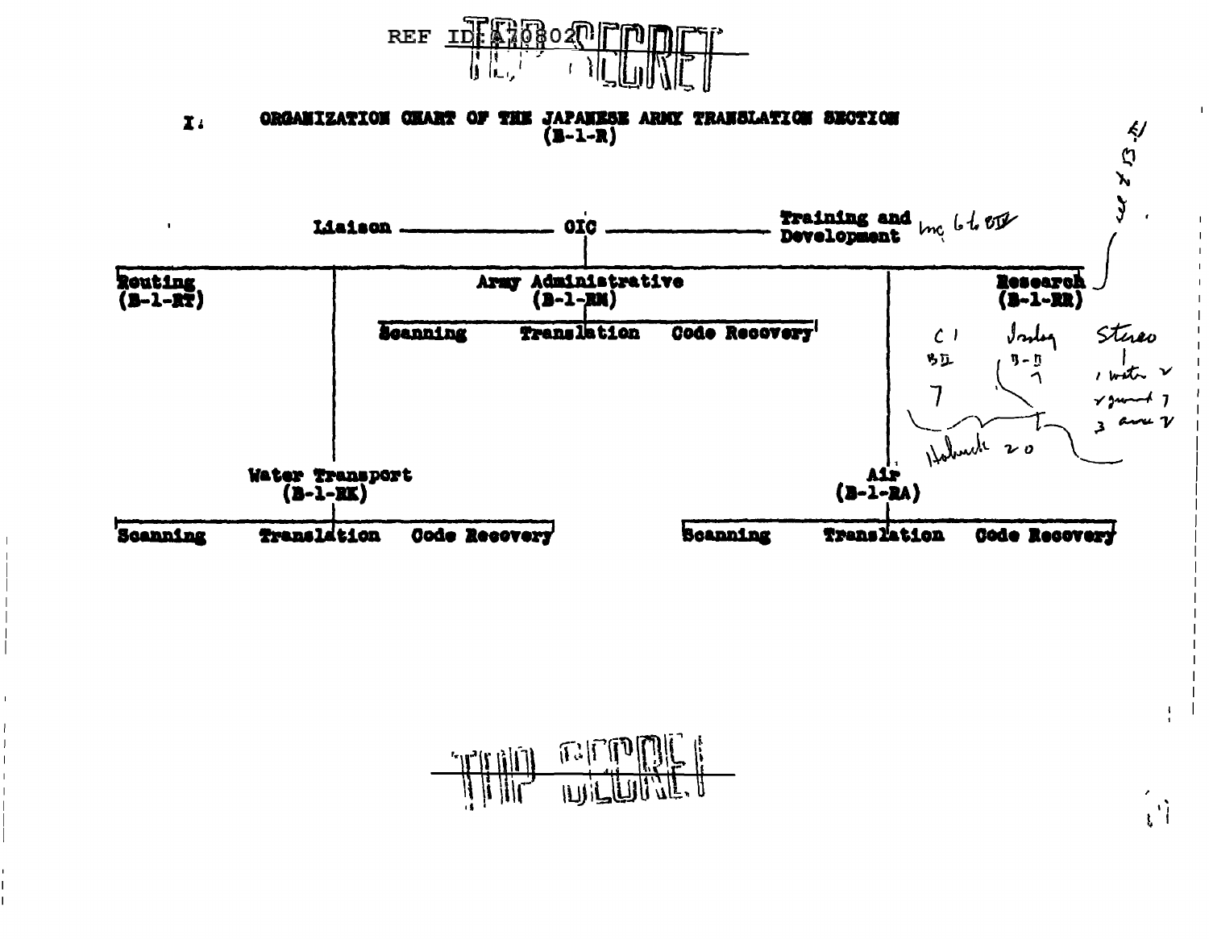REF ID:A70802

TOP SECRET

# I. ORGANIZATION CHART OF THE JAPANESE ARMY TRANSLATION SECTION (B-1-R)

Liaison — OIC — Training and Development

- Routing (B-1-RT)
- Army Administrative (B-1-RM)
  - Scanning
  - Translation
  - Code Recovery
- Research (B-1-RR)
- Water Transport (B-1-RK)
  - Scanning
  - Translation
  - Code Recovery
- Air (B-1-RA)
  - Scanning
  - Translation
  - Code Recovery

TOP SECRET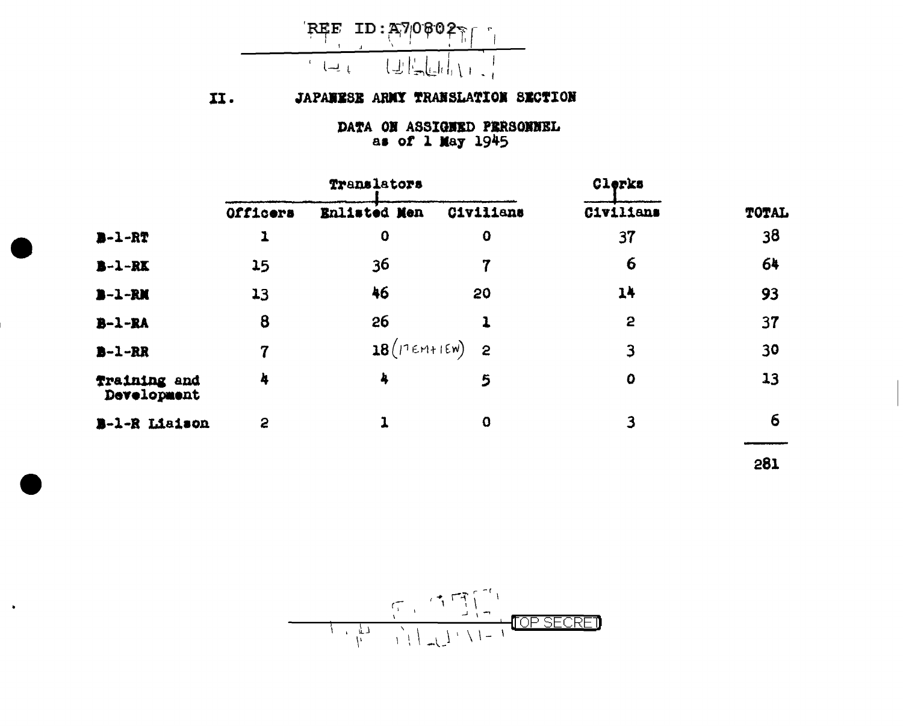## II. JAPANESE ARMY TRANSLATION SECTION

### DATA ON ASSIGNED PERSONNEL
as of 1 May 1945

| | Translators | | | Clerks | |
|---|---|---|---|---|---|
| | Officers | Enlisted Men | Civilians | Civilians | TOTAL |
| B-1-RT | 1 | 0 | 0 | 37 | 38 |
| B-1-RK | 15 | 36 | 7 | 6 | 64 |
| B-1-RM | 13 | 46 | 20 | 14 | 93 |
| B-1-RA | 8 | 26 | 1 | 2 | 37 |
| B-1-RR | 7 | 18 (17EM+1EW) | 2 | 3 | 30 |
| Training and Development | 4 | 4 | 5 | 0 | 13 |
| B-1-R Liaison | 2 | 1 | 0 | 3 | 6 |
| | | | | | 281 |

TOP SECRET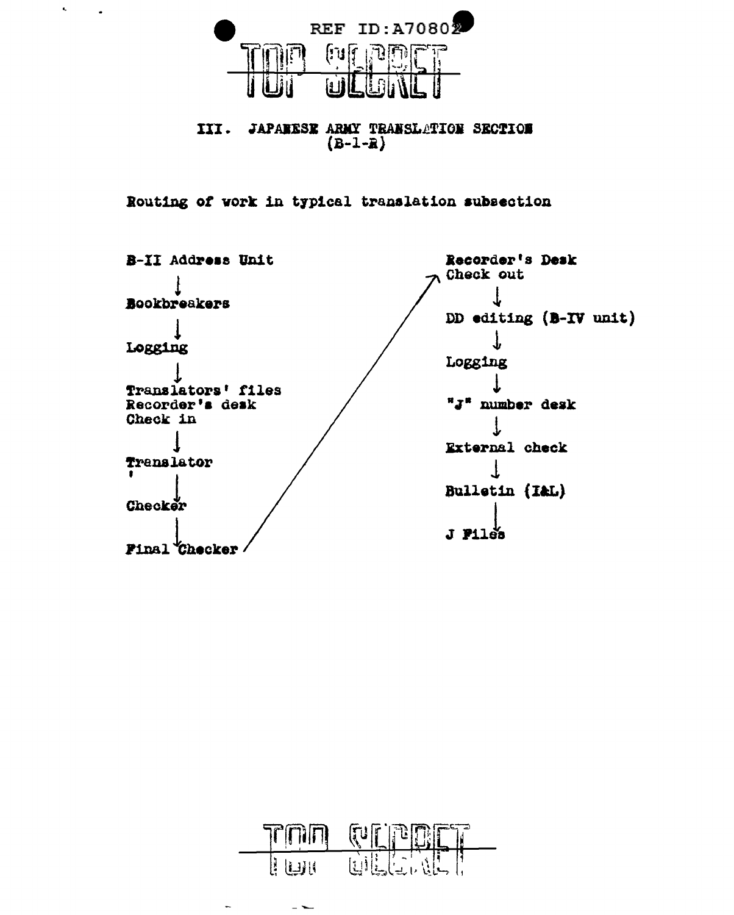## III. JAPANESE ARMY TRANSLATION SECTION (B-1-R)

Routing of work in typical translation subsection

B-II Address Unit
↓
Bookbreakers
↓
Logging
↓
Translators' files
Recorder's desk
Check in
↓
Translator
↓
Checker
↓
Final Checker
↗
Recorder's Desk
Check out
↓
DD editing (B-IV unit)
↓
Logging
↓
"J" number desk
↓
External check
↓
Bulletin (I&L)
↓
J Files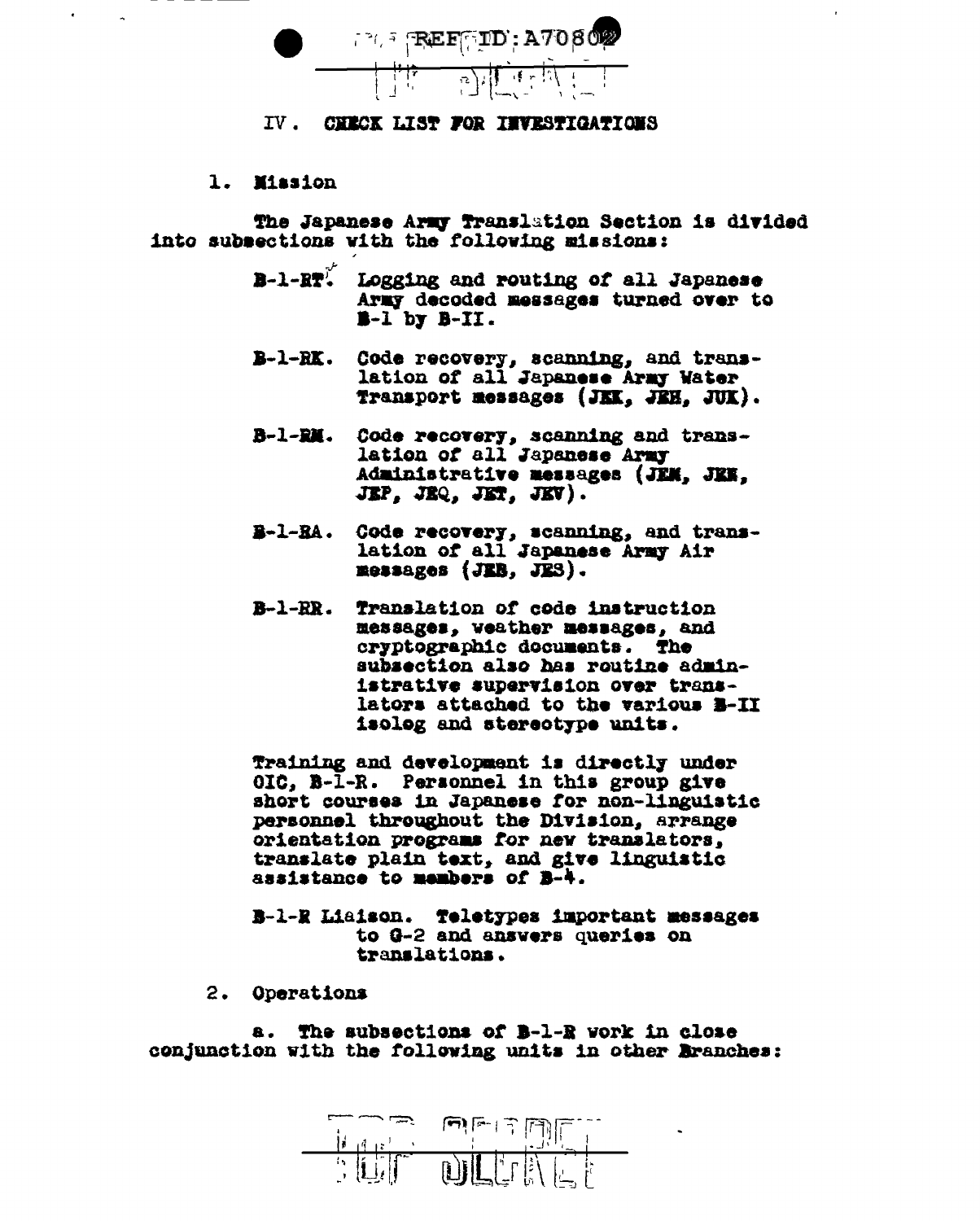## IV. CHECK LIST FOR INVESTIGATIONS

### 1. Mission

The Japanese Army Translation Section is divided into subsections with the following missions:

- **B-1-RT.** Logging and routing of all Japanese Army decoded messages turned over to B-1 by B-II.

- **B-1-RK.** Code recovery, scanning, and translation of all Japanese Army Water Transport messages (JEK, JEH, JUK).

- **B-1-RM.** Code recovery, scanning and translation of all Japanese Army Administrative messages (JEM, JEN, JEP, JEQ, JET, JEV).

- **B-1-RA.** Code recovery, scanning, and translation of all Japanese Army Air messages (JEB, JES).

- **B-1-RR.** Translation of code instruction messages, weather messages, and cryptographic documents. The subsection also has routine administrative supervision over translators attached to the various B-II isolog and stereotype units.

Training and development is directly under OIC, B-1-R. Personnel in this group give short courses in Japanese for non-linguistic personnel throughout the Division, arrange orientation programs for new translators, translate plain text, and give linguistic assistance to members of B-4.

- **B-1-R Liaison.** Teletypes important messages to G-2 and answers queries on translations.

### 2. Operations

a. The subsections of B-1-R work in close conjunction with the following units in other Branches: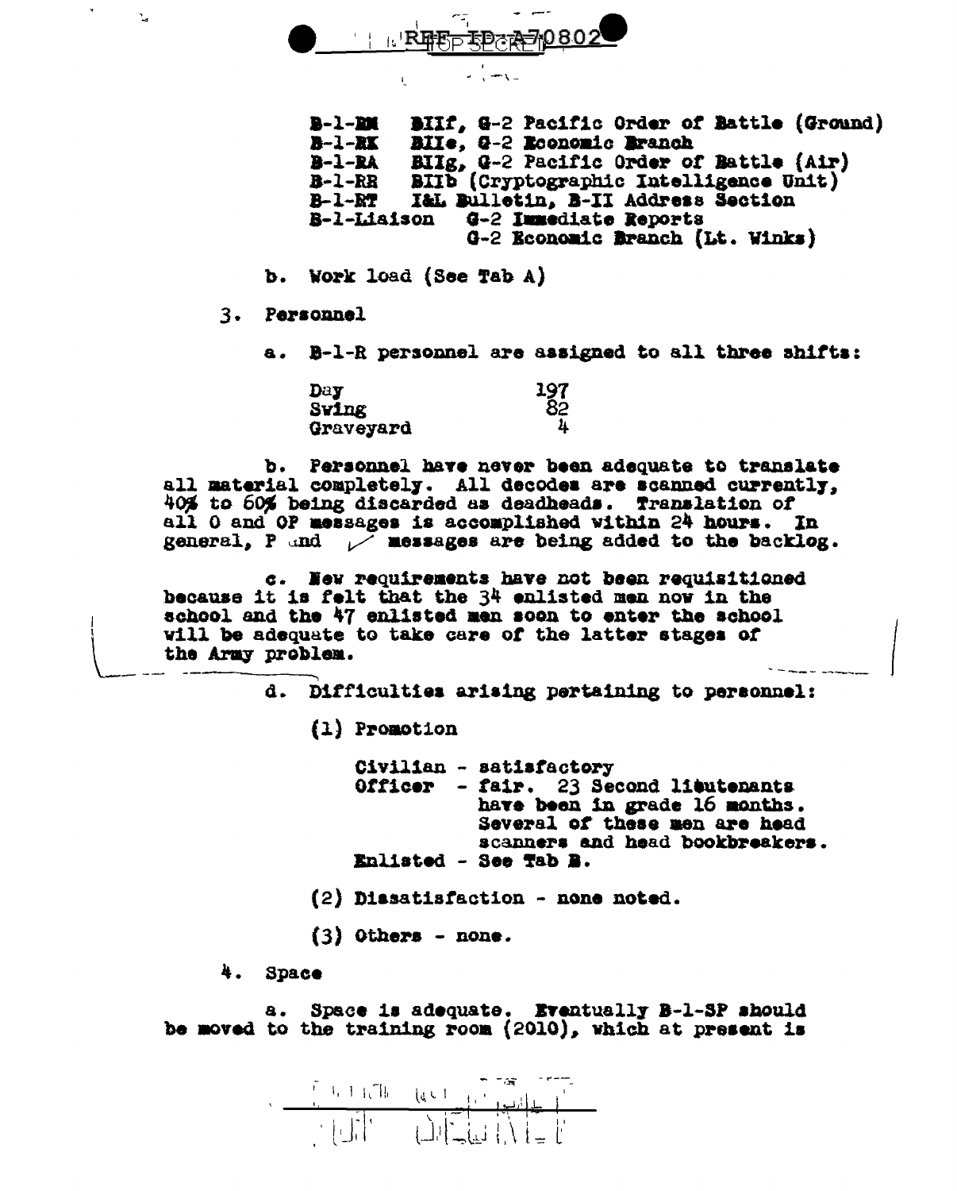| | |
|---|---|
| B-1-RM | BIIf, G-2 Pacific Order of Battle (Ground) |
| B-1-RK | BIIe, G-2 Economic Branch |
| B-1-RA | BIIg, G-2 Pacific Order of Battle (Air) |
| B-1-RR | BIIb (Cryptographic Intelligence Unit) |
| B-1-RT | I&L Bulletin, B-II Address Section |
| B-1-Liaison | G-2 Immediate Reports |
| | G-2 Economic Branch (Lt. Winks) |

b. Work load (See Tab A)

3. Personnel

a. B-1-R personnel are assigned to all three shifts:

| | |
|---|---|
| Day | 197 |
| Swing | 82 |
| Graveyard | 4 |

b. Personnel have never been adequate to translate all material completely. All decodes are scanned currently, 40% to 60% being discarded as deadheads. Translation of all O and OP messages is accomplished within 24 hours. In general, P and ✓ messages are being added to the backlog.

c. New requirements have not been requisitioned because it is felt that the 34 enlisted men now in the school and the 47 enlisted men soon to enter the school will be adequate to take care of the latter stages of the Army problem.

d. Difficulties arising pertaining to personnel:

(1) Promotion

Civilian - satisfactory
Officer - fair. 23 Second lieutenants have been in grade 16 months. Several of these men are head scanners and head bookbreakers.
Enlisted - See Tab B.

(2) Dissatisfaction - none noted.

(3) Others - none.

4. Space

a. Space is adequate. Eventually B-1-SP should be moved to the training room (2010), which at present is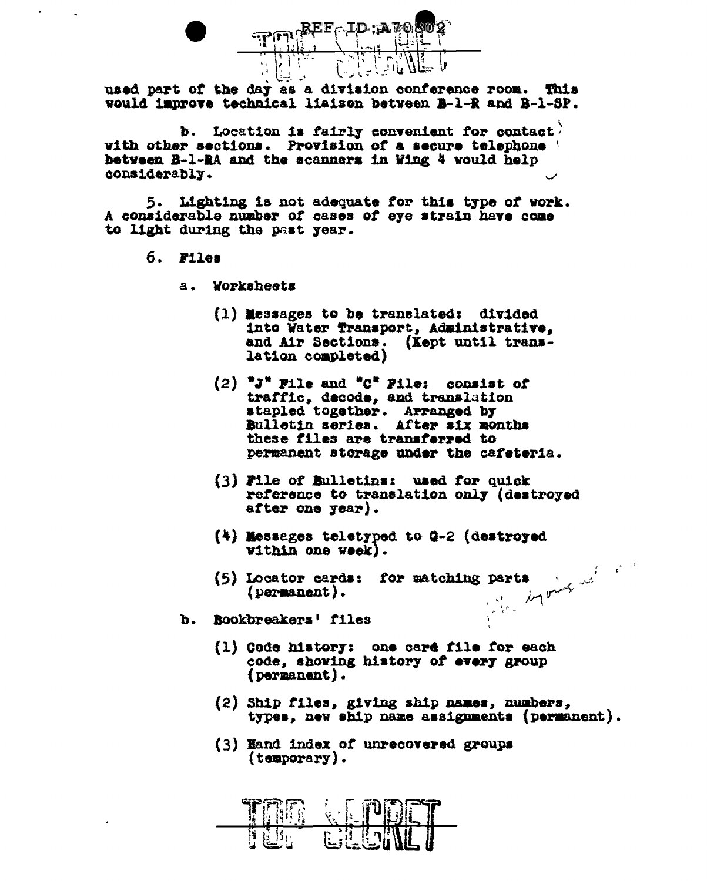used part of the day as a division conference room. This would improve technical liaison between B-1-R and B-1-SP.

b. Location is fairly convenient for contact with other sections. Provision of a secure telephone between B-1-RA and the scanners in Wing 4 would help considerably.

5. Lighting is not adequate for this type of work. A considerable number of cases of eye strain have come to light during the past year.

6. Files

a. Worksheets

(1) Messages to be translated: divided into Water Transport, Administrative, and Air Sections. (Kept until translation completed)

(2) "J" File and "C" File: consist of traffic, decode, and translation stapled together. Arranged by Bulletin series. After six months these files are transferred to permanent storage under the cafeteria.

(3) File of Bulletins: used for quick reference to translation only (destroyed after one year).

(4) Messages teletyped to G-2 (destroyed within one week).

(5) Locator cards: for matching parts (permanent).

b. Bookbreakers' files

(1) Code history: one card file for each code, showing history of every group (permanent).

(2) Ship files, giving ship names, numbers, types, new ship name assignments (permanent).

(3) Hand index of unrecovered groups (temporary).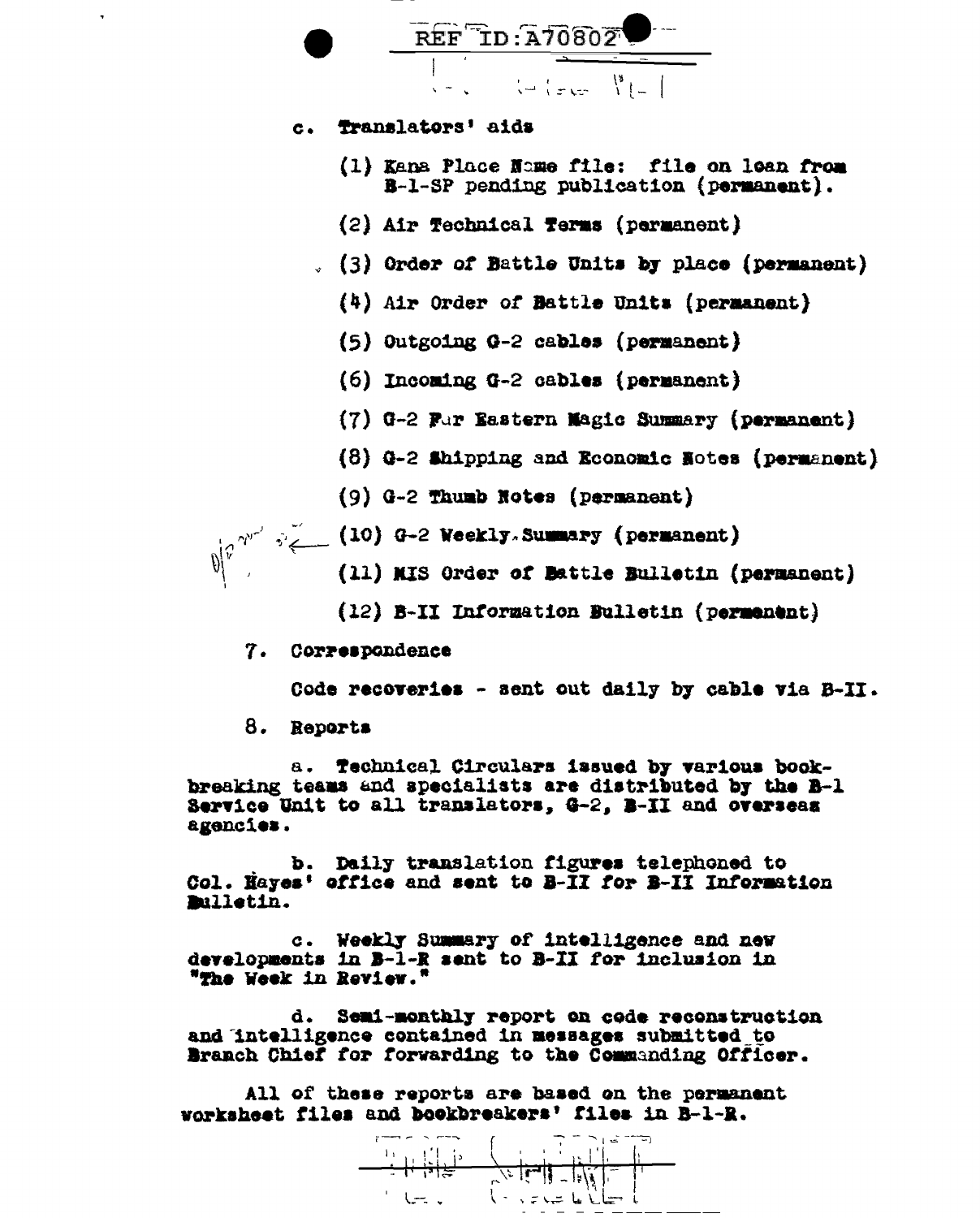c. Translators' aids

(1) Kana Place Name file: file on loan from B-1-SP pending publication (permanent).

(2) Air Technical Terms (permanent)

(3) Order of Battle Units by place (permanent)

(4) Air Order of Battle Units (permanent)

(5) Outgoing G-2 cables (permanent)

(6) Incoming G-2 cables (permanent)

(7) G-2 Far Eastern Magic Summary (permanent)

(8) G-2 Shipping and Economic Notes (permanent)

(9) G-2 Thumb Notes (permanent)

(10) G-2 Weekly Summary (permanent)

(11) MIS Order of Battle Bulletin (permanent)

(12) B-II Information Bulletin (permanent)

7. Correspondence

Code recoveries - sent out daily by cable via B-II.

8. Reports

a. Technical Circulars issued by various bookbreaking teams and specialists are distributed by the B-1 Service Unit to all translators, G-2, B-II and overseas agencies.

b. Daily translation figures telephoned to Col. Hayes' office and sent to B-II for B-II Information Bulletin.

c. Weekly Summary of intelligence and new developments in B-1-R sent to B-II for inclusion in "The Week in Review."

d. Semi-monthly report on code reconstruction and intelligence contained in messages submitted to Branch Chief for forwarding to the Commanding Officer.

All of these reports are based on the permanent worksheet files and bookbreakers' files in B-1-R.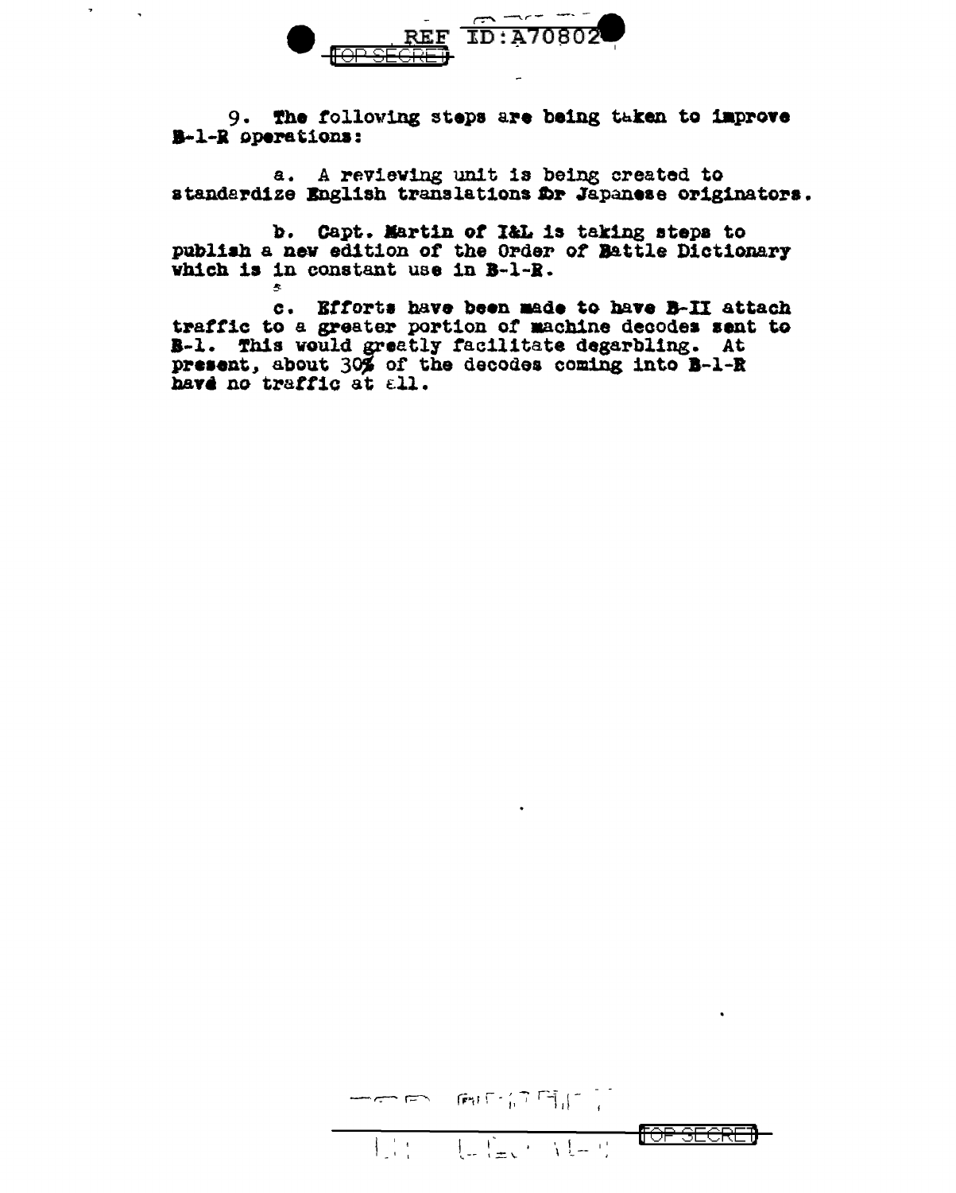9. The following steps are being taken to improve B-1-R operations:

a. A reviewing unit is being created to standardize English translations for Japanese originators.

b. Capt. Martin of I&L is taking steps to publish a new edition of the Order of Battle Dictionary which is in constant use in B-1-R.

c. Efforts have been made to have B-II attach traffic to a greater portion of machine decodes sent to B-1. This would greatly facilitate degarbling. At present, about 30% of the decodes coming into B-1-R have no traffic at all.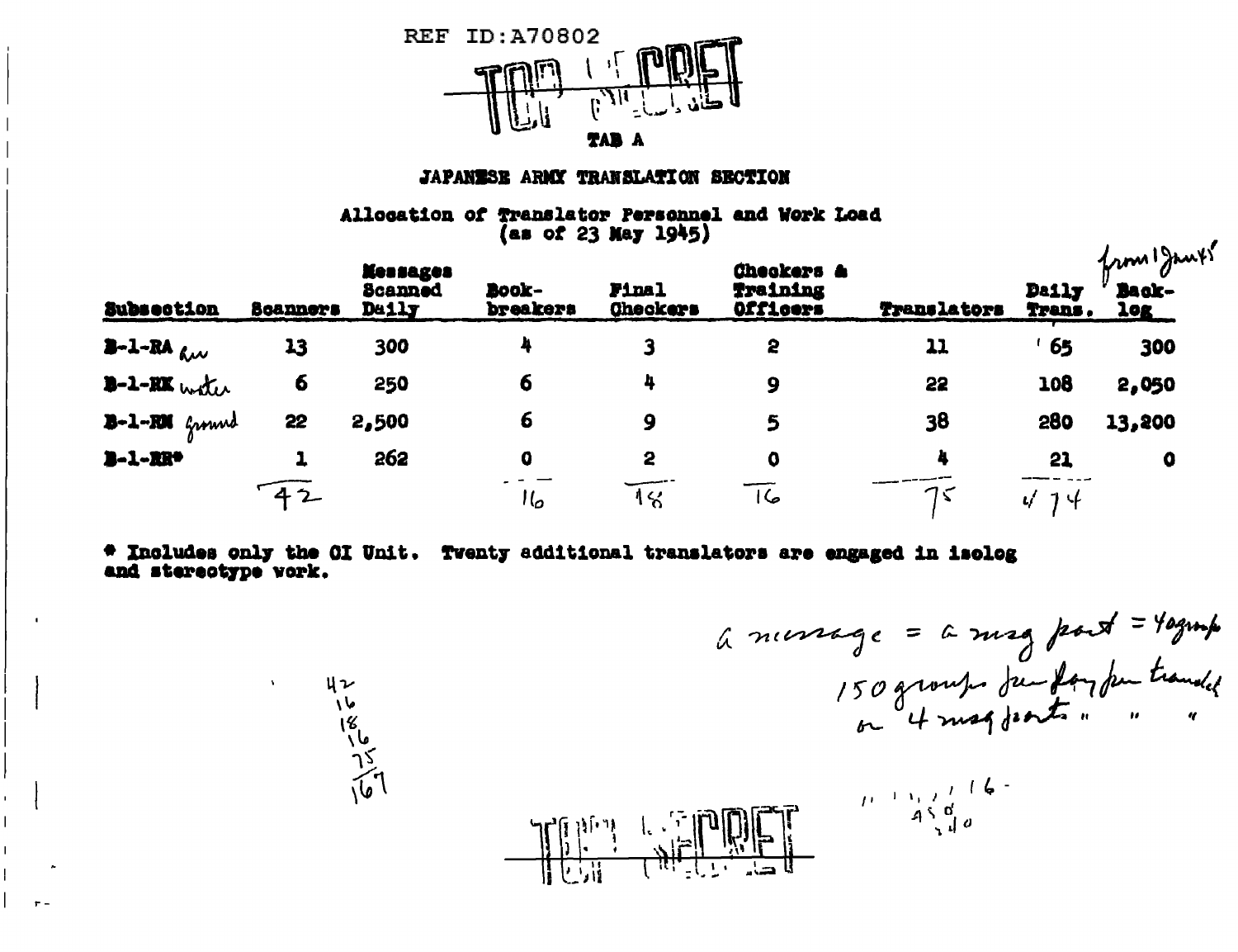REF ID:A70802

TOP SECRET

TAB A

## JAPANESE ARMY TRANSLATION SECTION

### Allocation of Translator Personnel and Work Load (as of 23 May 1945)

| Subsection | Scanners | Messages Scanned Daily | Book-breakers | Final Checkers | Checkers & Training Officers | Translators | Daily Trans. | Back-log *(from 1 Jan 45)* |
|---|---|---|---|---|---|---|---|---|
| B-1-RA *air* | 13 | 300 | 4 | 3 | 2 | 11 | 65 | 300 |
| B-1-RK *water* | 6 | 250 | 6 | 4 | 9 | 22 | 108 | 2,050 |
| B-1-RM *ground* | 22 | 2,500 | 6 | 9 | 5 | 38 | 280 | 13,200 |
| B-1-RR* | 1 | 262 | 0 | 2 | 0 | 4 | 21 | 0 |
| | *42* | | *16* | *18* | *16* | *75* | *474* | |

\* Includes only the OI Unit. Twenty additional translators are engaged in isolog and stereotype work.

*a message = a msg part = 40 groups*
*150 groups per day per translator*
*or 4 msg parts " " "*

*42*
*16*
*18*
*16*
*75*
*167*

TOP SECRET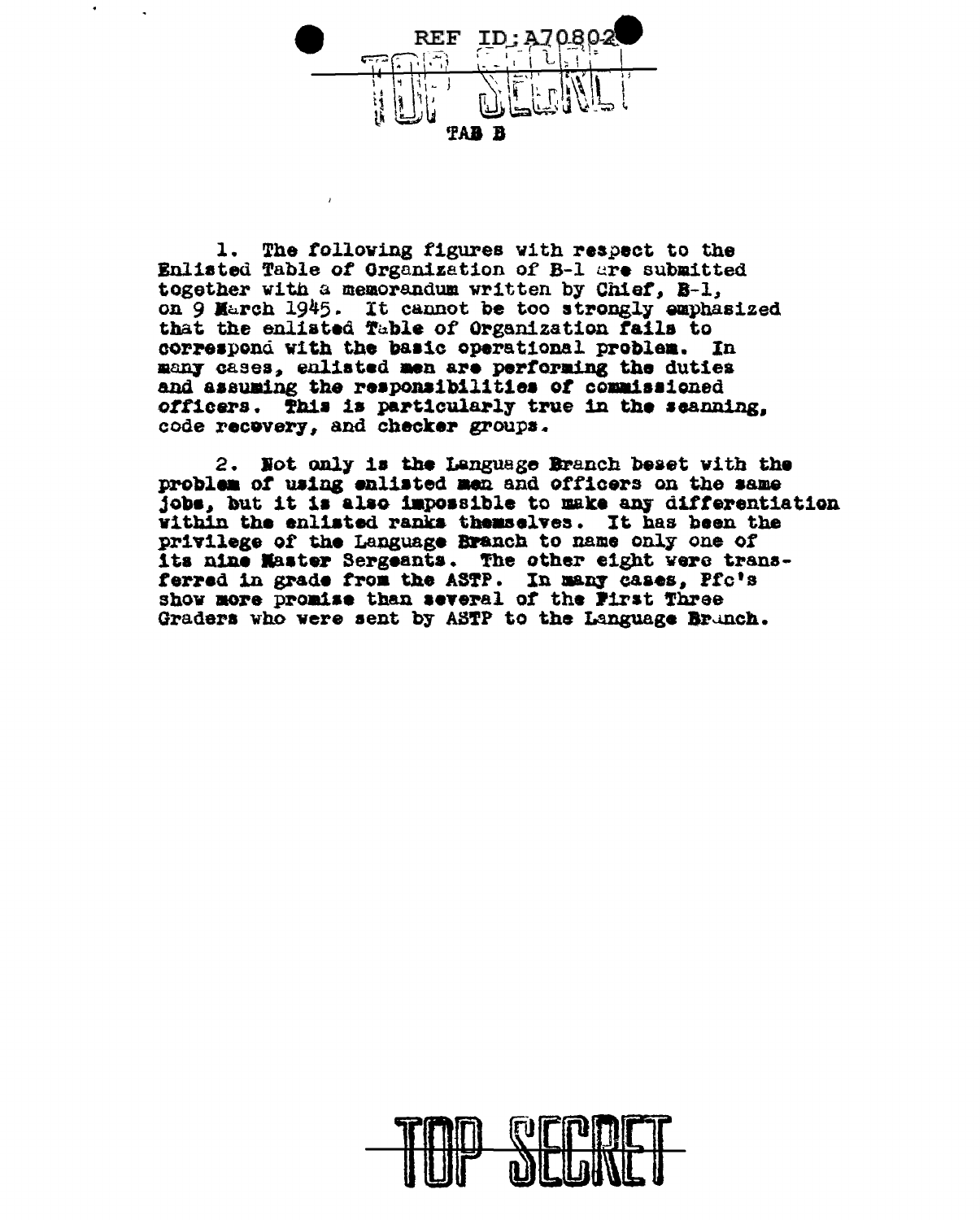REF ID:A70802

TOP SECRET

TAB B

1. The following figures with respect to the Enlisted Table of Organization of B-1 are submitted together with a memorandum written by Chief, B-1, on 9 March 1945. It cannot be too strongly emphasized that the enlisted Table of Organization fails to correspond with the basic operational problem. In many cases, enlisted men are performing the duties and assuming the responsibilities of commissioned officers. This is particularly true in the scanning, code recovery, and checker groups.

2. Not only is the Language Branch beset with the problem of using enlisted men and officers on the same jobs, but it is also impossible to make any differentiation within the enlisted ranks themselves. It has been the privilege of the Language Branch to name only one of its nine Master Sergeants. The other eight were transferred in grade from the ASTP. In many cases, Pfc's show more promise than several of the First Three Graders who were sent by ASTP to the Language Branch.

TOP SECRET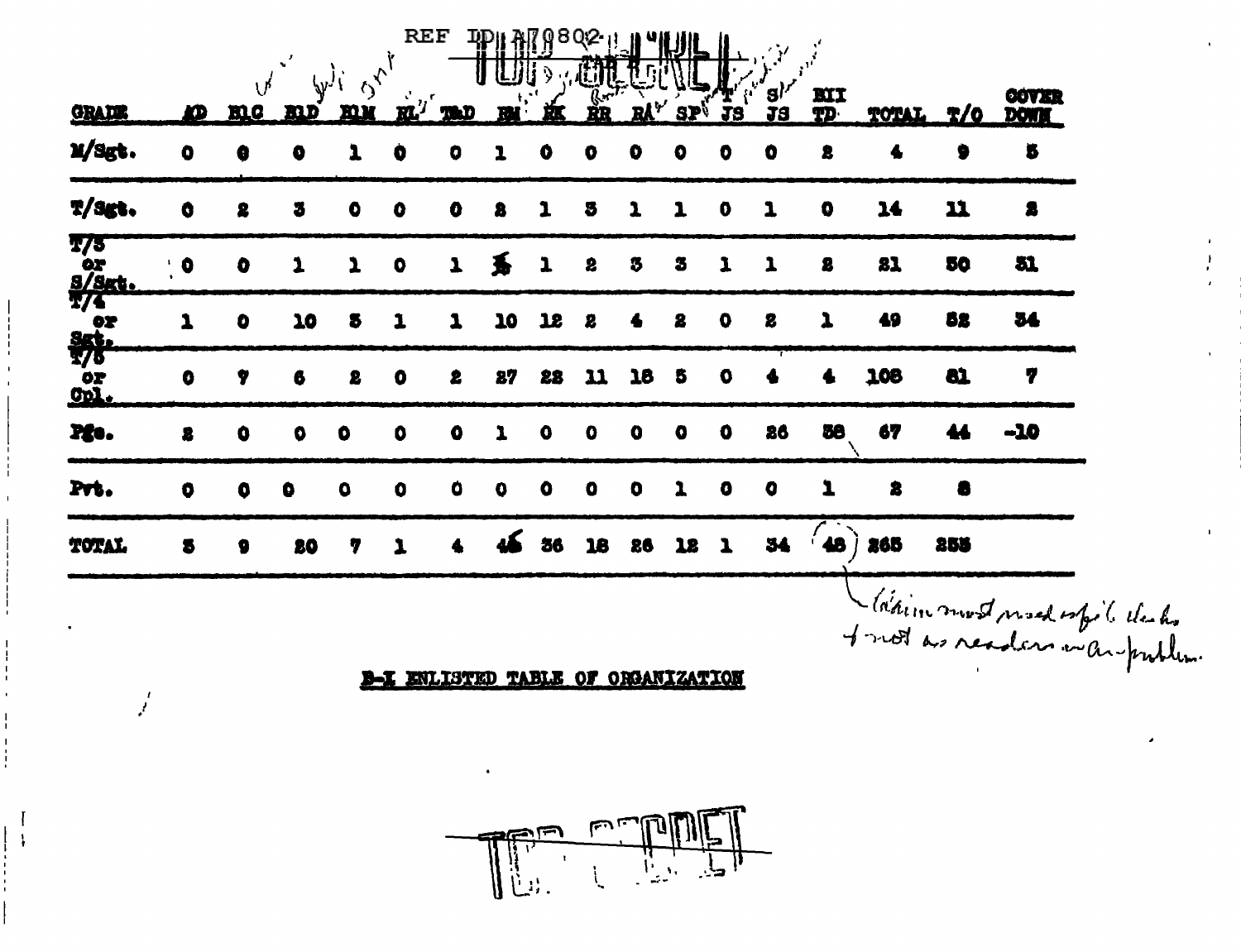REF ID:A70802

TOP SECRET

| GRADE | AD | ELC | ELD | ELM | EL | T&D | RM | RK | RR | RA | SP | T JS | S JS | BII TD | TOTAL | T/O | OVER DOWN |
|---|---|---|---|---|---|---|---|---|---|---|---|---|---|---|---|---|---|
| M/Sgt. | 0 | 0 | 0 | 1 | 0 | 0 | 1 | 0 | 0 | 0 | 0 | 0 | 0 | 2 | 4 | 9 | 5 |
| T/Sgt. | 0 | 2 | 3 | 0 | 0 | 0 | 2 | 1 | 3 | 1 | 1 | 0 | 1 | 0 | 14 | 11 | 2 |
| T/3 or S/Sgt. | 0 | 0 | 1 | 1 | 0 | 1 | 5 | 1 | 2 | 3 | 3 | 1 | 1 | 2 | 21 | 50 | 31 |
| T/4 or Sgt. | 1 | 0 | 10 | 3 | 1 | 1 | 10 | 12 | 2 | 4 | 2 | 0 | 2 | 1 | 49 | 82 | 34 |
| T/5 or Cpl. | 0 | 7 | 6 | 2 | 0 | 2 | 27 | 22 | 11 | 18 | 5 | 0 | 4 | 4 | 108 | 81 | 7 |
| Pfc. | 2 | 0 | 0 | 0 | 0 | 0 | 1 | 0 | 0 | 0 | 0 | 0 | 26 | 38 | 67 | 44 | -10 |
| Pvt. | 0 | 0 | 0 | 0 | 0 | 0 | 0 | 0 | 0 | 0 | 1 | 0 | 0 | 1 | 2 | 8 | |
| TOTAL | 3 | 9 | 20 | 7 | 1 | 4 | 46 | 36 | 18 | 26 | 12 | 1 | 34 | 48 | 265 | 255 | |

Contain most need of clerks & not as readers in an problem.

B-I ENLISTED TABLE OF ORGANIZATION

TOP SECRET